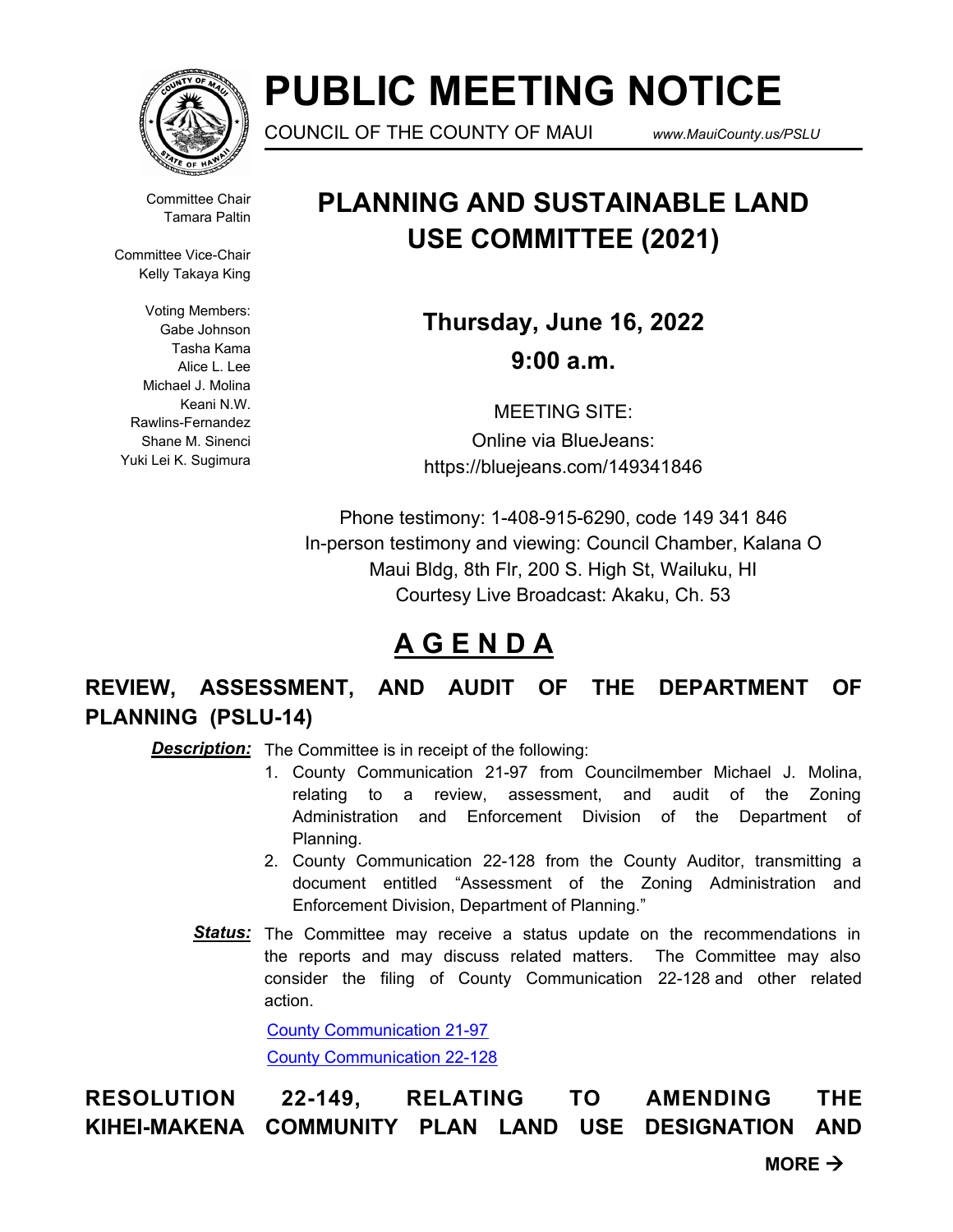# PUBLIC MEETING NOTICE

COUNCIL OF THE COUNTY OF MAUI www.MauiCounty.us/PSLU

Committee Chair
Tamara Paltin

Committee Vice-Chair
Kelly Takaya King

Voting Members:
Gabe Johnson
Tasha Kama
Alice L. Lee
Michael J. Molina
Keani N.W. Rawlins-Fernandez
Shane M. Sinenci
Yuki Lei K. Sugimura

## PLANNING AND SUSTAINABLE LAND USE COMMITTEE (2021)

**Thursday, June 16, 2022**

**9:00 a.m.**

MEETING SITE:
Online via BlueJeans:
https://bluejeans.com/149341846

Phone testimony: 1-408-915-6290, code 149 341 846
In-person testimony and viewing: Council Chamber, Kalana O Maui Bldg, 8th Flr, 200 S. High St, Wailuku, HI
Courtesy Live Broadcast: Akaku, Ch. 53

## A G E N D A

### REVIEW, ASSESSMENT, AND AUDIT OF THE DEPARTMENT OF PLANNING (PSLU-14)

***Description:*** The Committee is in receipt of the following:

1. County Communication 21-97 from Councilmember Michael J. Molina, relating to a review, assessment, and audit of the Zoning Administration and Enforcement Division of the Department of Planning.
2. County Communication 22-128 from the County Auditor, transmitting a document entitled "Assessment of the Zoning Administration and Enforcement Division, Department of Planning."

***Status:*** The Committee may receive a status update on the recommendations in the reports and may discuss related matters. The Committee may also consider the filing of County Communication 22-128 and other related action.

County Communication 21-97

County Communication 22-128

### RESOLUTION 22-149, RELATING TO AMENDING THE KIHEI-MAKENA COMMUNITY PLAN LAND USE DESIGNATION AND

**MORE →**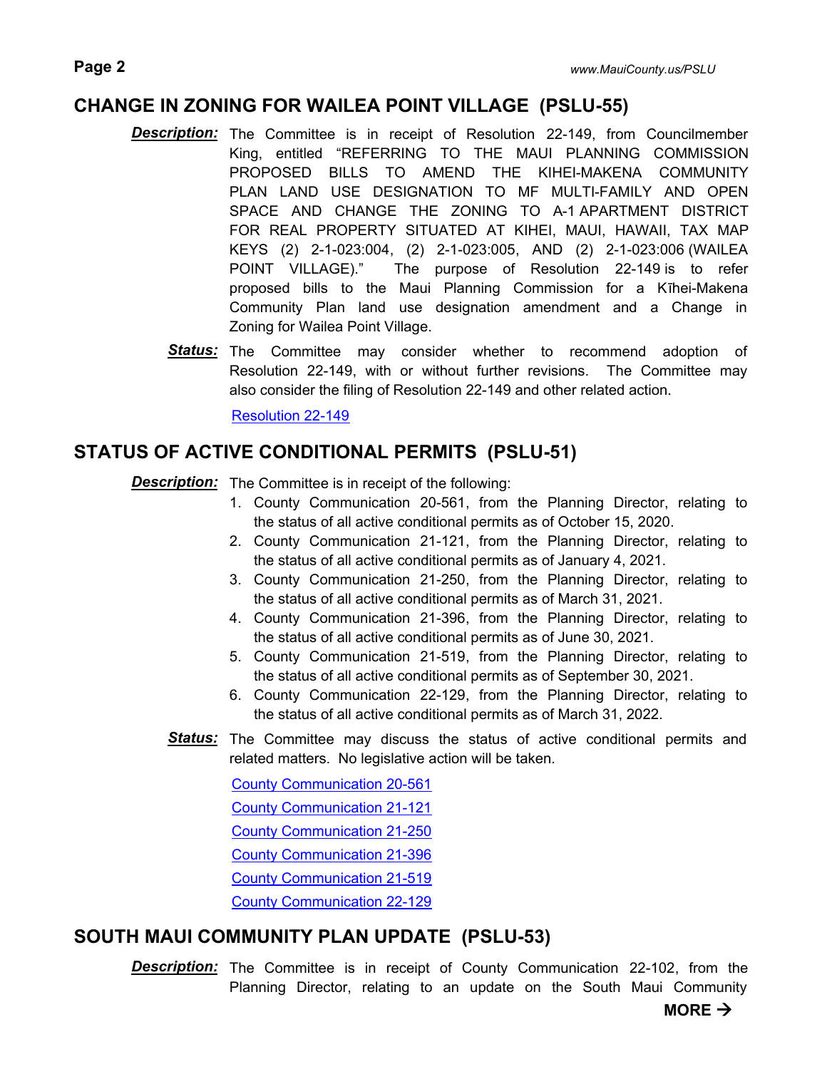## CHANGE IN ZONING FOR WAILEA POINT VILLAGE (PSLU-55)

***Description:*** The Committee is in receipt of Resolution 22-149, from Councilmember King, entitled "REFERRING TO THE MAUI PLANNING COMMISSION PROPOSED BILLS TO AMEND THE KIHEI-MAKENA COMMUNITY PLAN LAND USE DESIGNATION TO MF MULTI-FAMILY AND OPEN SPACE AND CHANGE THE ZONING TO A-1 APARTMENT DISTRICT FOR REAL PROPERTY SITUATED AT KIHEI, MAUI, HAWAII, TAX MAP KEYS (2) 2-1-023:004, (2) 2-1-023:005, AND (2) 2-1-023:006 (WAILEA POINT VILLAGE)." The purpose of Resolution 22-149 is to refer proposed bills to the Maui Planning Commission for a Kīhei-Makena Community Plan land use designation amendment and a Change in Zoning for Wailea Point Village.

***Status:*** The Committee may consider whether to recommend adoption of Resolution 22-149, with or without further revisions. The Committee may also consider the filing of Resolution 22-149 and other related action.

Resolution 22-149

## STATUS OF ACTIVE CONDITIONAL PERMITS (PSLU-51)

***Description:*** The Committee is in receipt of the following:

1. County Communication 20-561, from the Planning Director, relating to the status of all active conditional permits as of October 15, 2020.
2. County Communication 21-121, from the Planning Director, relating to the status of all active conditional permits as of January 4, 2021.
3. County Communication 21-250, from the Planning Director, relating to the status of all active conditional permits as of March 31, 2021.
4. County Communication 21-396, from the Planning Director, relating to the status of all active conditional permits as of June 30, 2021.
5. County Communication 21-519, from the Planning Director, relating to the status of all active conditional permits as of September 30, 2021.
6. County Communication 22-129, from the Planning Director, relating to the status of all active conditional permits as of March 31, 2022.

***Status:*** The Committee may discuss the status of active conditional permits and related matters. No legislative action will be taken.

County Communication 20-561

County Communication 21-121

County Communication 21-250

County Communication 21-396

County Communication 21-519

County Communication 22-129

## SOUTH MAUI COMMUNITY PLAN UPDATE (PSLU-53)

***Description:*** The Committee is in receipt of County Communication 22-102, from the Planning Director, relating to an update on the South Maui Community

**MORE →**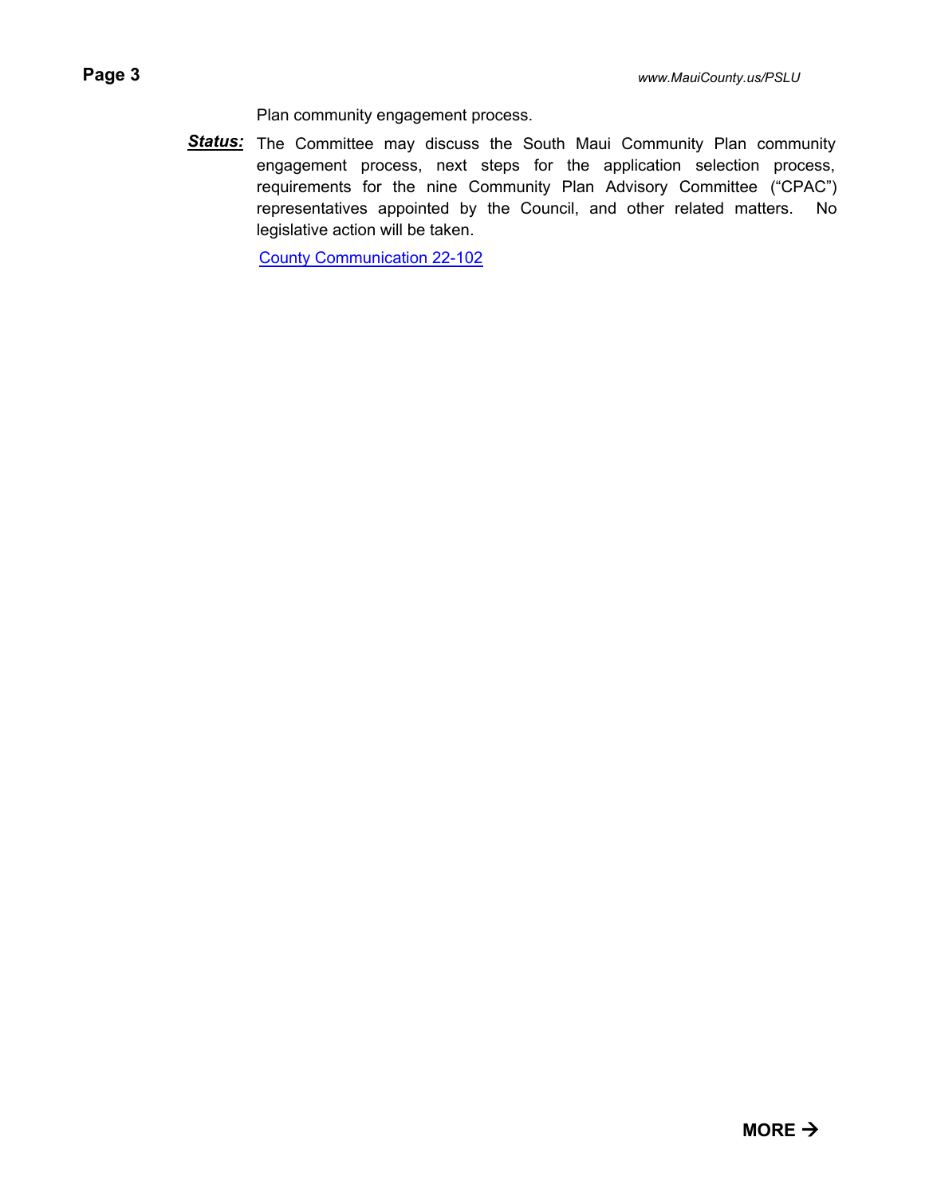Plan community engagement process.

***Status:*** The Committee may discuss the South Maui Community Plan community engagement process, next steps for the application selection process, requirements for the nine Community Plan Advisory Committee ("CPAC") representatives appointed by the Council, and other related matters. No legislative action will be taken.

County Communication 22-102

**MORE →**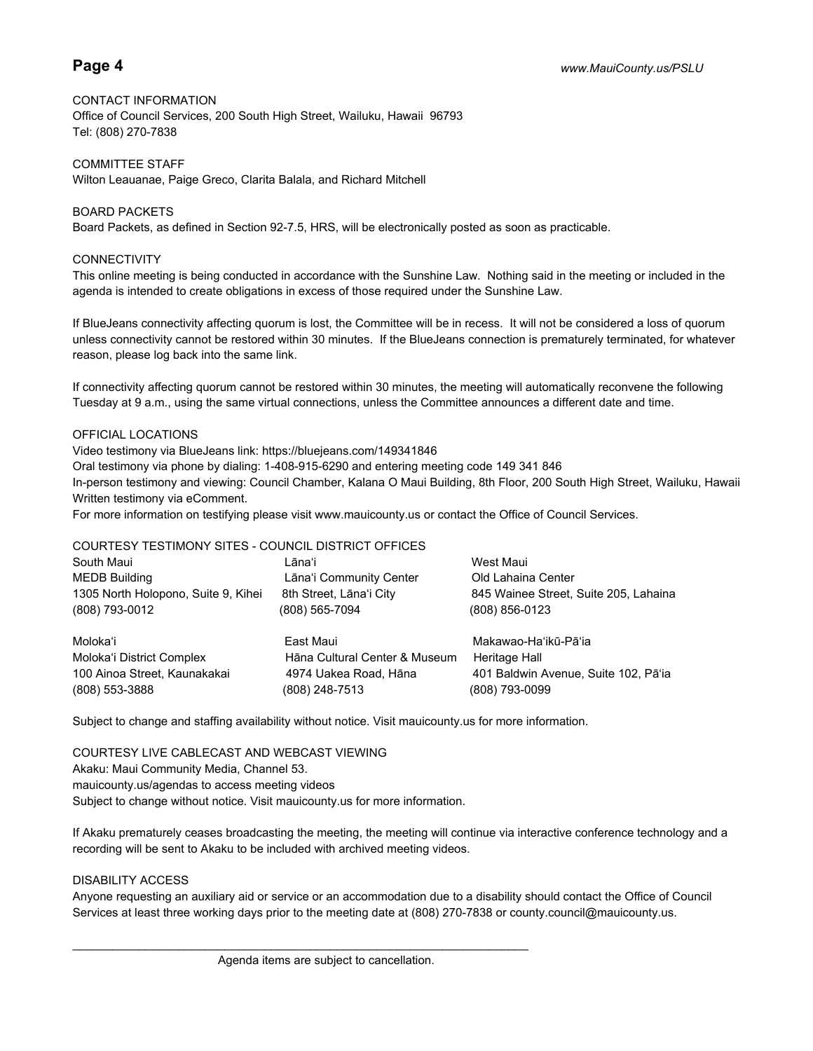CONTACT INFORMATION
Office of Council Services, 200 South High Street, Wailuku, Hawaii 96793
Tel: (808) 270-7838

COMMITTEE STAFF
Wilton Leauanae, Paige Greco, Clarita Balala, and Richard Mitchell

BOARD PACKETS
Board Packets, as defined in Section 92-7.5, HRS, will be electronically posted as soon as practicable.

CONNECTIVITY
This online meeting is being conducted in accordance with the Sunshine Law. Nothing said in the meeting or included in the agenda is intended to create obligations in excess of those required under the Sunshine Law.

If BlueJeans connectivity affecting quorum is lost, the Committee will be in recess. It will not be considered a loss of quorum unless connectivity cannot be restored within 30 minutes. If the BlueJeans connection is prematurely terminated, for whatever reason, please log back into the same link.

If connectivity affecting quorum cannot be restored within 30 minutes, the meeting will automatically reconvene the following Tuesday at 9 a.m., using the same virtual connections, unless the Committee announces a different date and time.

OFFICIAL LOCATIONS
Video testimony via BlueJeans link: https://bluejeans.com/149341846
Oral testimony via phone by dialing: 1-408-915-6290 and entering meeting code 149 341 846
In-person testimony and viewing: Council Chamber, Kalana O Maui Building, 8th Floor, 200 South High Street, Wailuku, Hawaii
Written testimony via eComment.
For more information on testifying please visit www.mauicounty.us or contact the Office of Council Services.

COURTESY TESTIMONY SITES - COUNCIL DISTRICT OFFICES

| | | |
|---|---|---|
| South Maui<br>MEDB Building<br>1305 North Holopono, Suite 9, Kihei<br>(808) 793-0012 | Lānaʻi<br>Lānaʻi Community Center<br>8th Street, Lānaʻi City<br>(808) 565-7094 | West Maui<br>Old Lahaina Center<br>845 Wainee Street, Suite 205, Lahaina<br>(808) 856-0123 |
| Molokaʻi<br>Molokaʻi District Complex<br>100 Ainoa Street, Kaunakakai<br>(808) 553-3888 | East Maui<br>Hāna Cultural Center & Museum<br>4974 Uakea Road, Hāna<br>(808) 248-7513 | Makawao-Haʻikū-Pāʻia<br>Heritage Hall<br>401 Baldwin Avenue, Suite 102, Pāʻia<br>(808) 793-0099 |

Subject to change and staffing availability without notice. Visit mauicounty.us for more information.

COURTESY LIVE CABLECAST AND WEBCAST VIEWING
Akaku: Maui Community Media, Channel 53.
mauicounty.us/agendas to access meeting videos
Subject to change without notice. Visit mauicounty.us for more information.

If Akaku prematurely ceases broadcasting the meeting, the meeting will continue via interactive conference technology and a recording will be sent to Akaku to be included with archived meeting videos.

DISABILITY ACCESS
Anyone requesting an auxiliary aid or service or an accommodation due to a disability should contact the Office of Council Services at least three working days prior to the meeting date at (808) 270-7838 or county.council@mauicounty.us.

---

Agenda items are subject to cancellation.